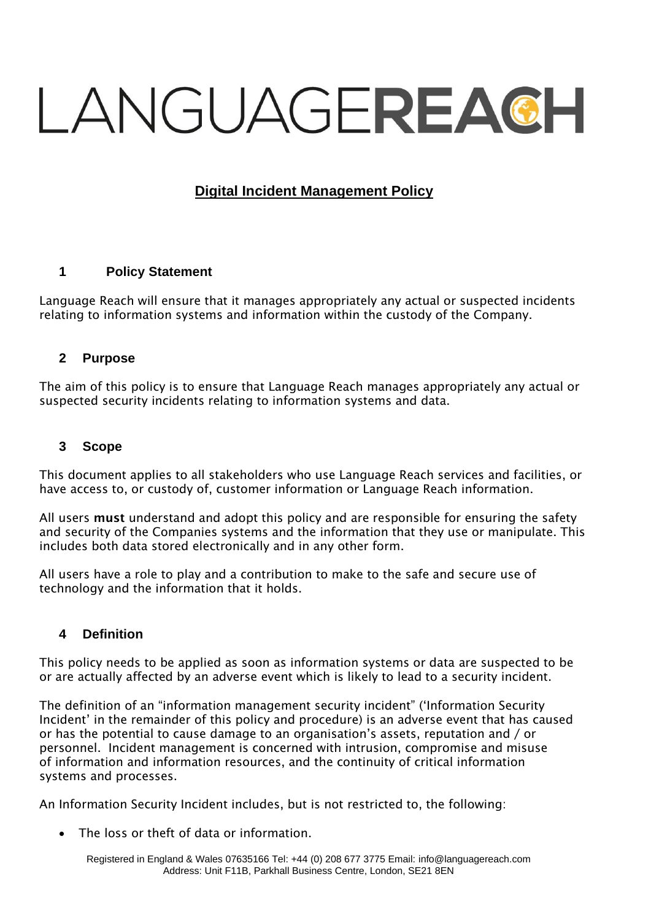# LANGUAGEREACH

## Digital Incident Management Policy

### 1 Policy Statement

Language Reach will ensure that it manages appropriately any actual or suspected incidents relating to information systems and information within the custody of the Company.

### 2 Purpose

The aim of this policy is to ensure that Language Reach manages appropriately any actual or suspected security incidents relating to information systems and data.

### 3 Scope

This document applies to all stakeholders who use Language Reach services and facilities, or have access to, or custody of, customer information or Language Reach information.

All users **must** understand and adopt this policy and are responsible for ensuring the safety and security of the Companies systems and the information that they use or manipulate. This includes both data stored electronically and in any other form.

All users have a role to play and a contribution to make to the safe and secure use of technology and the information that it holds.

### 4 Definition

This policy needs to be applied as soon as information systems or data are suspected to be or are actually affected by an adverse event which is likely to lead to a security incident.

The definition of an "information management security incident" ('Information Security Incident' in the remainder of this policy and procedure) is an adverse event that has caused or has the potential to cause damage to an organisation's assets, reputation and / or personnel. Incident management is concerned with intrusion, compromise and misuse of information and information resources, and the continuity of critical information systems and processes.

An Information Security Incident includes, but is not restricted to, the following:

- The loss or theft of data or information.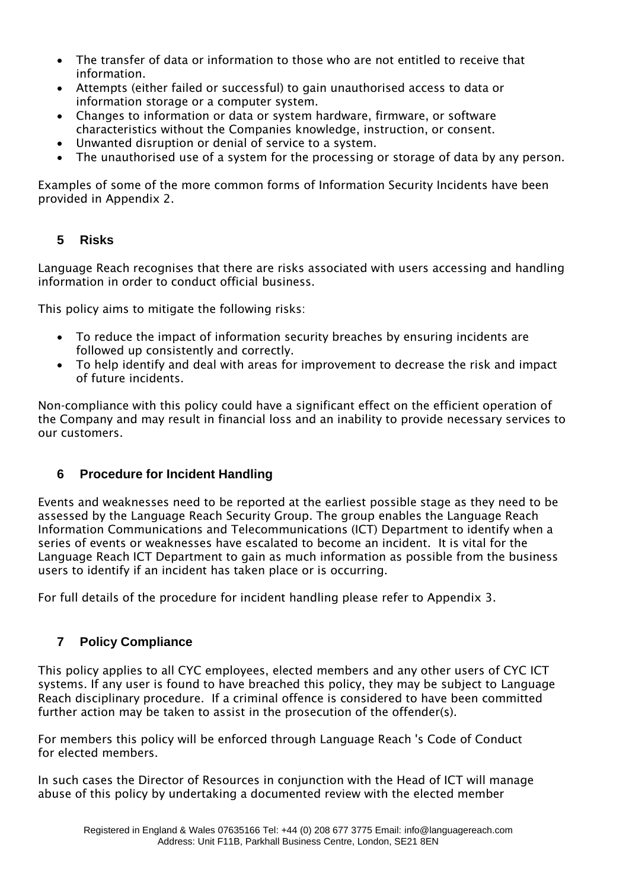- The transfer of data or information to those who are not entitled to receive that information.
- Attempts (either failed or successful) to gain unauthorised access to data or information storage or a computer system.
- Changes to information or data or system hardware, firmware, or software characteristics without the Companies knowledge, instruction, or consent.
- Unwanted disruption or denial of service to a system.
- The unauthorised use of a system for the processing or storage of data by any person.

Examples of some of the more common forms of Information Security Incidents have been provided in Appendix 2.

## 5 Risks

Language Reach recognises that there are risks associated with users accessing and handling information in order to conduct official business.

This policy aims to mitigate the following risks:

- To reduce the impact of information security breaches by ensuring incidents are followed up consistently and correctly.
- To help identify and deal with areas for improvement to decrease the risk and impact of future incidents.

Non-compliance with this policy could have a significant effect on the efficient operation of the Company and may result in financial loss and an inability to provide necessary services to our customers.

## 6 Procedure for Incident Handling

Events and weaknesses need to be reported at the earliest possible stage as they need to be assessed by the Language Reach Security Group. The group enables the Language Reach Information Communications and Telecommunications (ICT) Department to identify when a series of events or weaknesses have escalated to become an incident. It is vital for the Language Reach ICT Department to gain as much information as possible from the business users to identify if an incident has taken place or is occurring.

For full details of the procedure for incident handling please refer to Appendix 3.

## 7 Policy Compliance

This policy applies to all CYC employees, elected members and any other users of CYC ICT systems. If any user is found to have breached this policy, they may be subject to Language Reach disciplinary procedure. If a criminal offence is considered to have been committed further action may be taken to assist in the prosecution of the offender(s).

For members this policy will be enforced through Language Reach 's Code of Conduct for elected members.

In such cases the Director of Resources in conjunction with the Head of ICT will manage abuse of this policy by undertaking a documented review with the elected member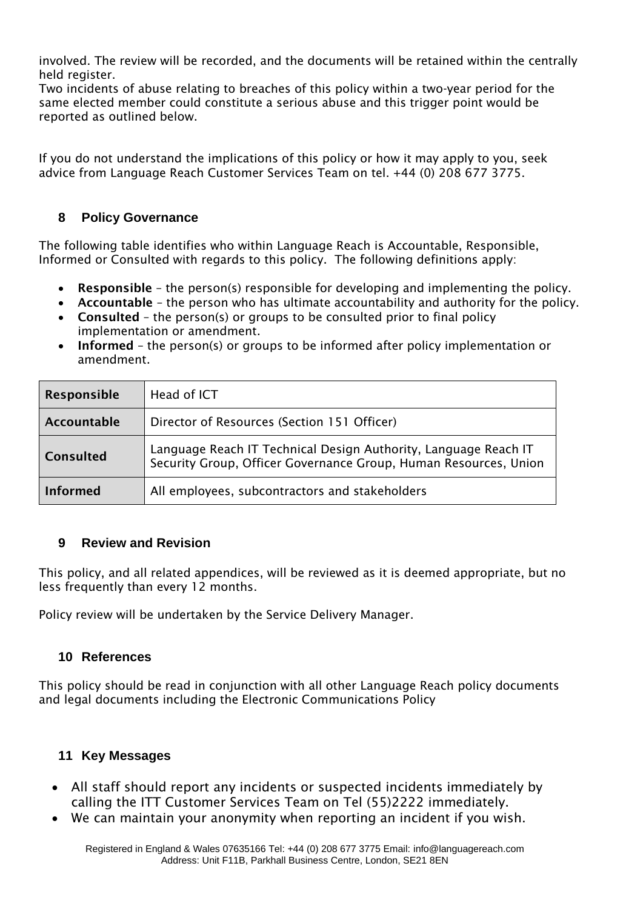involved. The review will be recorded, and the documents will be retained within the centrally held register.
Two incidents of abuse relating to breaches of this policy within a two-year period for the same elected member could constitute a serious abuse and this trigger point would be reported as outlined below.

If you do not understand the implications of this policy or how it may apply to you, seek advice from Language Reach Customer Services Team on tel. +44 (0) 208 677 3775.

## 8 Policy Governance

The following table identifies who within Language Reach is Accountable, Responsible, Informed or Consulted with regards to this policy. The following definitions apply:

- **Responsible** – the person(s) responsible for developing and implementing the policy.
- **Accountable** – the person who has ultimate accountability and authority for the policy.
- **Consulted** – the person(s) or groups to be consulted prior to final policy implementation or amendment.
- **Informed** – the person(s) or groups to be informed after policy implementation or amendment.

| | |
|---|---|
| **Responsible** | Head of ICT |
| **Accountable** | Director of Resources (Section 151 Officer) |
| **Consulted** | Language Reach IT Technical Design Authority, Language Reach IT Security Group, Officer Governance Group, Human Resources, Union |
| **Informed** | All employees, subcontractors and stakeholders |

## 9 Review and Revision

This policy, and all related appendices, will be reviewed as it is deemed appropriate, but no less frequently than every 12 months.

Policy review will be undertaken by the Service Delivery Manager.

## 10 References

This policy should be read in conjunction with all other Language Reach policy documents and legal documents including the Electronic Communications Policy

## 11 Key Messages

- All staff should report any incidents or suspected incidents immediately by calling the ITT Customer Services Team on Tel (55)2222 immediately.
- We can maintain your anonymity when reporting an incident if you wish.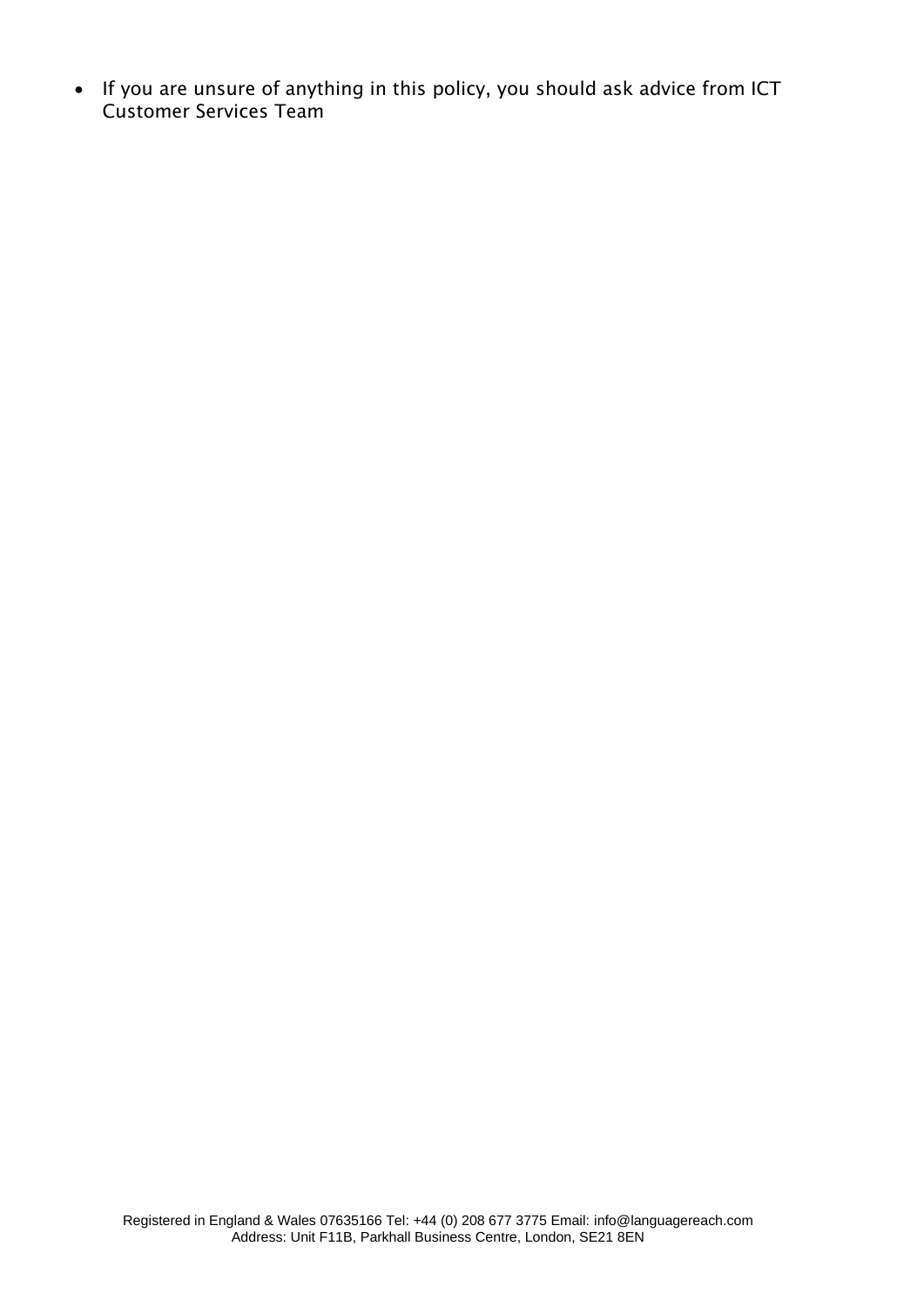- If you are unsure of anything in this policy, you should ask advice from ICT Customer Services Team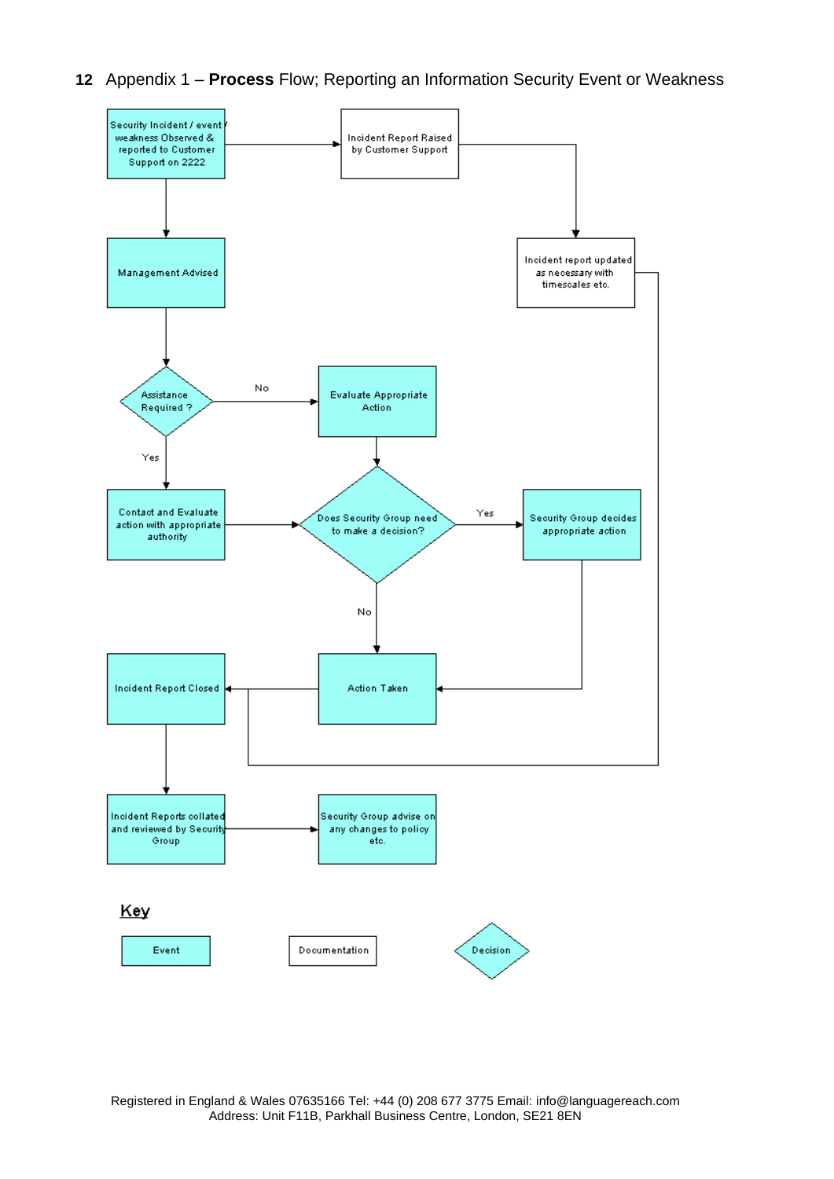## 12 Appendix 1 – **Process** Flow; Reporting an Information Security Event or Weakness

Security Incident / event / weakness Observed & reported to Customer Support on 2222

Incident Report Raised by Customer Support

Incident report updated as necessary with timescales etc.

Management Advised

Assistance Required ?

No

Evaluate Appropriate Action

Yes

Contact and Evaluate action with appropriate authority

Does Security Group need to make a decision?

Yes

Security Group decides appropriate action

No

Incident Report Closed

Action Taken

Incident Reports collated and reviewed by Security Group

Security Group advise on any changes to policy etc.

**Key**

Event

Documentation

Decision

Registered in England & Wales 07635166 Tel: +44 (0) 208 677 3775 Email: info@languagereach.com
Address: Unit F11B, Parkhall Business Centre, London, SE21 8EN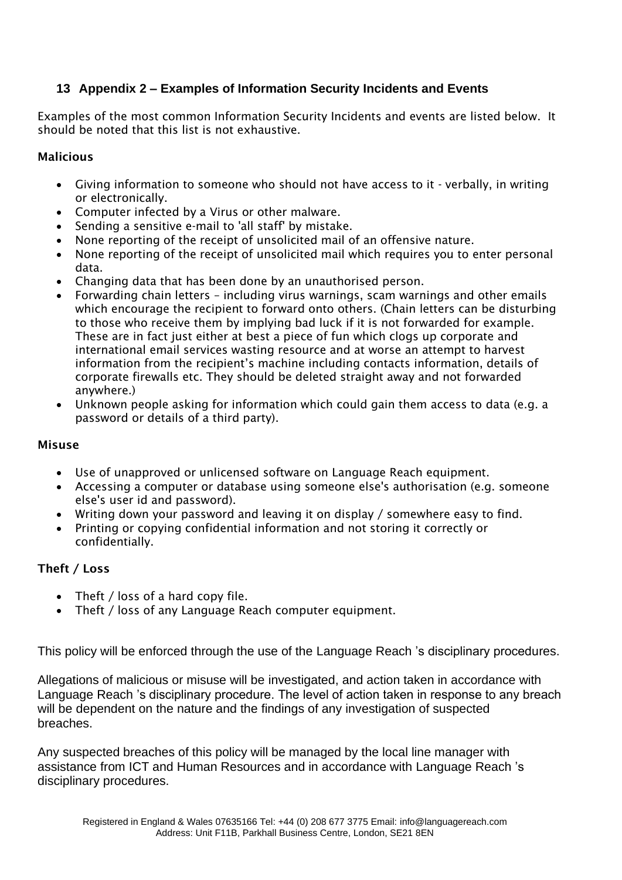## 13 Appendix 2 – Examples of Information Security Incidents and Events

Examples of the most common Information Security Incidents and events are listed below. It should be noted that this list is not exhaustive.

**Malicious**

- Giving information to someone who should not have access to it - verbally, in writing or electronically.
- Computer infected by a Virus or other malware.
- Sending a sensitive e-mail to 'all staff' by mistake.
- None reporting of the receipt of unsolicited mail of an offensive nature.
- None reporting of the receipt of unsolicited mail which requires you to enter personal data.
- Changing data that has been done by an unauthorised person.
- Forwarding chain letters – including virus warnings, scam warnings and other emails which encourage the recipient to forward onto others. (Chain letters can be disturbing to those who receive them by implying bad luck if it is not forwarded for example. These are in fact just either at best a piece of fun which clogs up corporate and international email services wasting resource and at worse an attempt to harvest information from the recipient's machine including contacts information, details of corporate firewalls etc. They should be deleted straight away and not forwarded anywhere.)
- Unknown people asking for information which could gain them access to data (e.g. a password or details of a third party).

**Misuse**

- Use of unapproved or unlicensed software on Language Reach equipment.
- Accessing a computer or database using someone else's authorisation (e.g. someone else's user id and password).
- Writing down your password and leaving it on display / somewhere easy to find.
- Printing or copying confidential information and not storing it correctly or confidentially.

**Theft / Loss**

- Theft / loss of a hard copy file.
- Theft / loss of any Language Reach computer equipment.

This policy will be enforced through the use of the Language Reach 's disciplinary procedures.

Allegations of malicious or misuse will be investigated, and action taken in accordance with Language Reach 's disciplinary procedure. The level of action taken in response to any breach will be dependent on the nature and the findings of any investigation of suspected breaches.

Any suspected breaches of this policy will be managed by the local line manager with assistance from ICT and Human Resources and in accordance with Language Reach 's disciplinary procedures.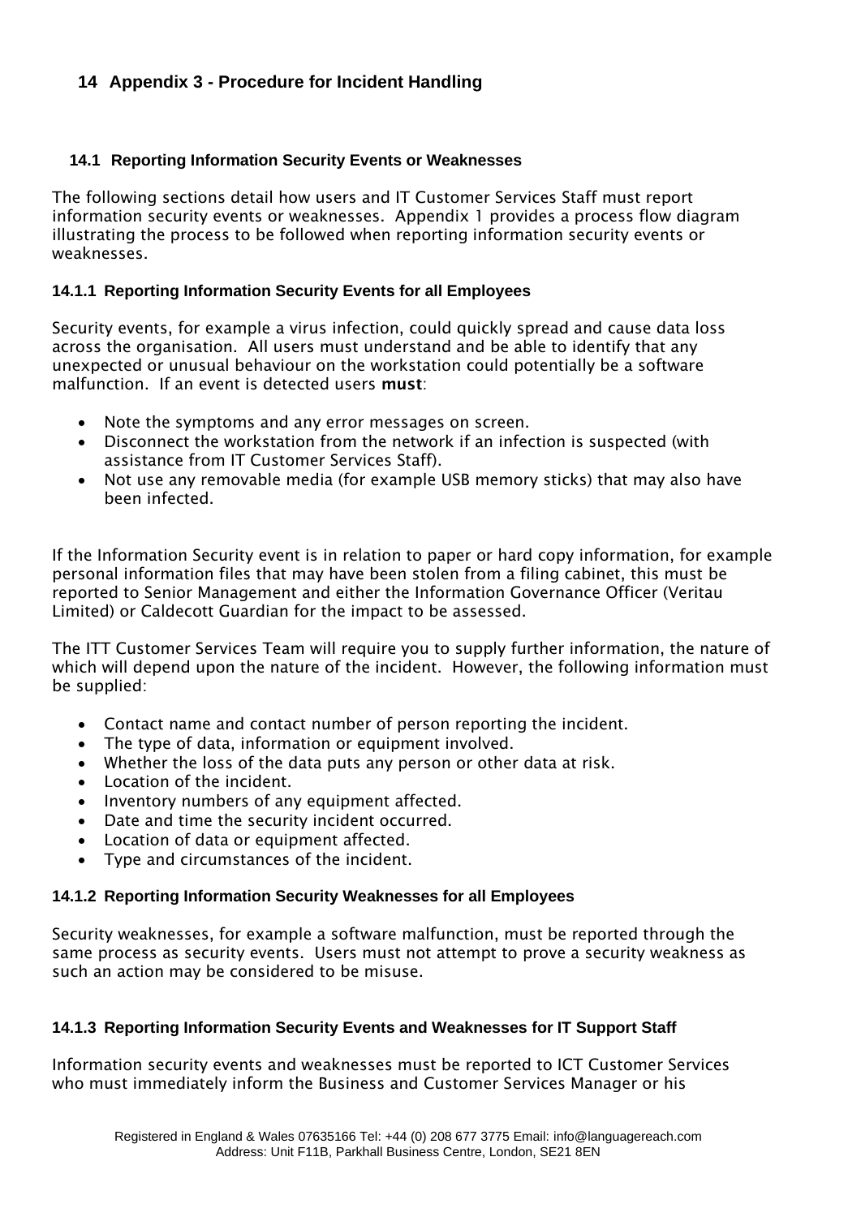## 14 Appendix 3 - Procedure for Incident Handling

### 14.1 Reporting Information Security Events or Weaknesses

The following sections detail how users and IT Customer Services Staff must report information security events or weaknesses. Appendix 1 provides a process flow diagram illustrating the process to be followed when reporting information security events or weaknesses.

#### 14.1.1 Reporting Information Security Events for all Employees

Security events, for example a virus infection, could quickly spread and cause data loss across the organisation. All users must understand and be able to identify that any unexpected or unusual behaviour on the workstation could potentially be a software malfunction. If an event is detected users **must**:

- Note the symptoms and any error messages on screen.
- Disconnect the workstation from the network if an infection is suspected (with assistance from IT Customer Services Staff).
- Not use any removable media (for example USB memory sticks) that may also have been infected.

If the Information Security event is in relation to paper or hard copy information, for example personal information files that may have been stolen from a filing cabinet, this must be reported to Senior Management and either the Information Governance Officer (Veritau Limited) or Caldecott Guardian for the impact to be assessed.

The ITT Customer Services Team will require you to supply further information, the nature of which will depend upon the nature of the incident. However, the following information must be supplied:

- Contact name and contact number of person reporting the incident.
- The type of data, information or equipment involved.
- Whether the loss of the data puts any person or other data at risk.
- Location of the incident.
- Inventory numbers of any equipment affected.
- Date and time the security incident occurred.
- Location of data or equipment affected.
- Type and circumstances of the incident.

#### 14.1.2 Reporting Information Security Weaknesses for all Employees

Security weaknesses, for example a software malfunction, must be reported through the same process as security events. Users must not attempt to prove a security weakness as such an action may be considered to be misuse.

#### 14.1.3 Reporting Information Security Events and Weaknesses for IT Support Staff

Information security events and weaknesses must be reported to ICT Customer Services who must immediately inform the Business and Customer Services Manager or his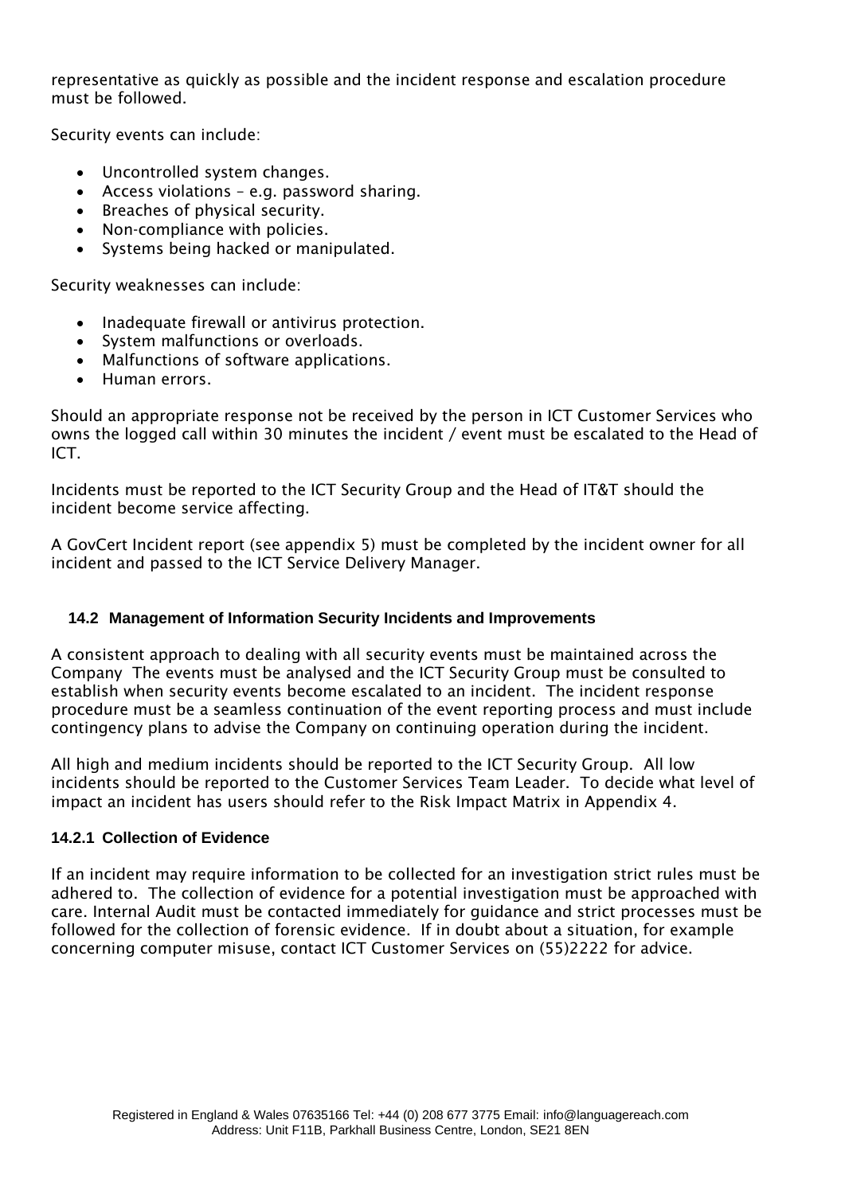representative as quickly as possible and the incident response and escalation procedure must be followed.

Security events can include:

- Uncontrolled system changes.
- Access violations – e.g. password sharing.
- Breaches of physical security.
- Non-compliance with policies.
- Systems being hacked or manipulated.

Security weaknesses can include:

- Inadequate firewall or antivirus protection.
- System malfunctions or overloads.
- Malfunctions of software applications.
- Human errors.

Should an appropriate response not be received by the person in ICT Customer Services who owns the logged call within 30 minutes the incident / event must be escalated to the Head of ICT.

Incidents must be reported to the ICT Security Group and the Head of IT&T should the incident become service affecting.

A GovCert Incident report (see appendix 5) must be completed by the incident owner for all incident and passed to the ICT Service Delivery Manager.

## 14.2 Management of Information Security Incidents and Improvements

A consistent approach to dealing with all security events must be maintained across the Company The events must be analysed and the ICT Security Group must be consulted to establish when security events become escalated to an incident. The incident response procedure must be a seamless continuation of the event reporting process and must include contingency plans to advise the Company on continuing operation during the incident.

All high and medium incidents should be reported to the ICT Security Group. All low incidents should be reported to the Customer Services Team Leader. To decide what level of impact an incident has users should refer to the Risk Impact Matrix in Appendix 4.

### 14.2.1 Collection of Evidence

If an incident may require information to be collected for an investigation strict rules must be adhered to. The collection of evidence for a potential investigation must be approached with care. Internal Audit must be contacted immediately for guidance and strict processes must be followed for the collection of forensic evidence. If in doubt about a situation, for example concerning computer misuse, contact ICT Customer Services on (55)2222 for advice.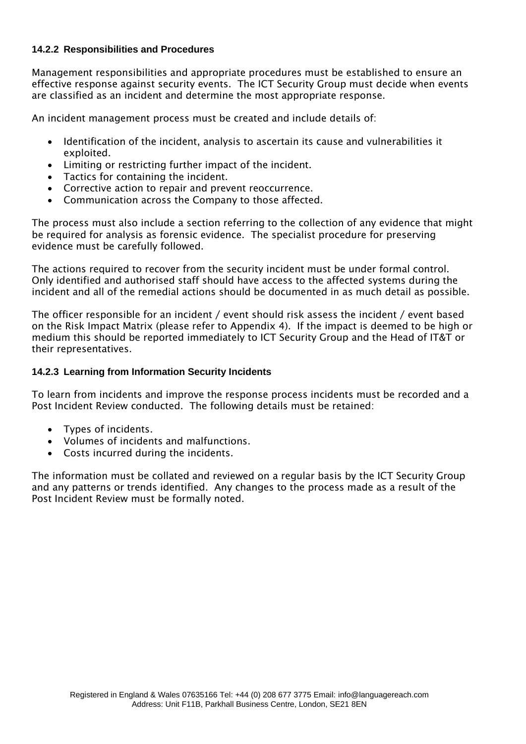#### 14.2.2 Responsibilities and Procedures

Management responsibilities and appropriate procedures must be established to ensure an effective response against security events. The ICT Security Group must decide when events are classified as an incident and determine the most appropriate response.

An incident management process must be created and include details of:

- Identification of the incident, analysis to ascertain its cause and vulnerabilities it exploited.
- Limiting or restricting further impact of the incident.
- Tactics for containing the incident.
- Corrective action to repair and prevent reoccurrence.
- Communication across the Company to those affected.

The process must also include a section referring to the collection of any evidence that might be required for analysis as forensic evidence. The specialist procedure for preserving evidence must be carefully followed.

The actions required to recover from the security incident must be under formal control. Only identified and authorised staff should have access to the affected systems during the incident and all of the remedial actions should be documented in as much detail as possible.

The officer responsible for an incident / event should risk assess the incident / event based on the Risk Impact Matrix (please refer to Appendix 4). If the impact is deemed to be high or medium this should be reported immediately to ICT Security Group and the Head of IT&T or their representatives.

#### 14.2.3 Learning from Information Security Incidents

To learn from incidents and improve the response process incidents must be recorded and a Post Incident Review conducted. The following details must be retained:

- Types of incidents.
- Volumes of incidents and malfunctions.
- Costs incurred during the incidents.

The information must be collated and reviewed on a regular basis by the ICT Security Group and any patterns or trends identified. Any changes to the process made as a result of the Post Incident Review must be formally noted.